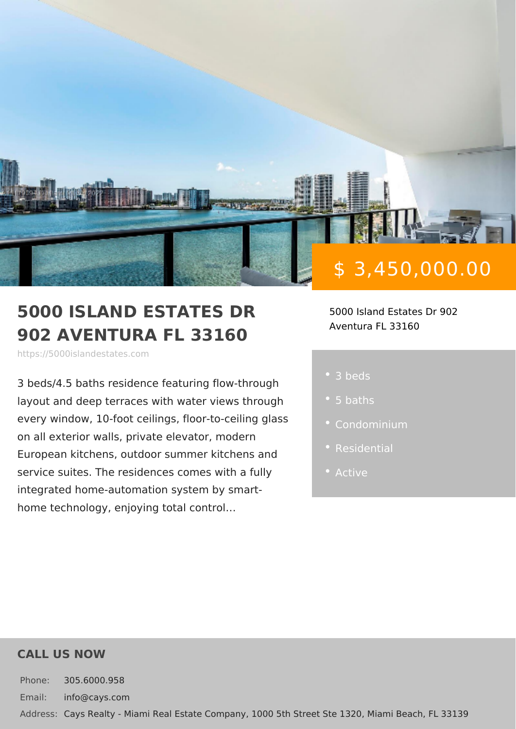$ 3,450,000.00

# 5000 ISLAND ESTATES DR 902 AVENTURA FL 33160

https://5000islandestates.com

5000 Island Estates Dr 902
Aventura FL 33160

3 beds/4.5 baths residence featuring flow-through layout and deep terraces with water views through every window, 10-foot ceilings, floor-to-ceiling glass on all exterior walls, private elevator, modern European kitchens, outdoor summer kitchens and service suites. The residences comes with a fully integrated home-automation system by smart-home technology, enjoying total control...

- 3 beds
- 5 baths
- Condominium
- Residential
- Active

## CALL US NOW

Phone: 305.6000.958

Email: info@cays.com

Address: Cays Realty - Miami Real Estate Company, 1000 5th Street Ste 1320, Miami Beach, FL 33139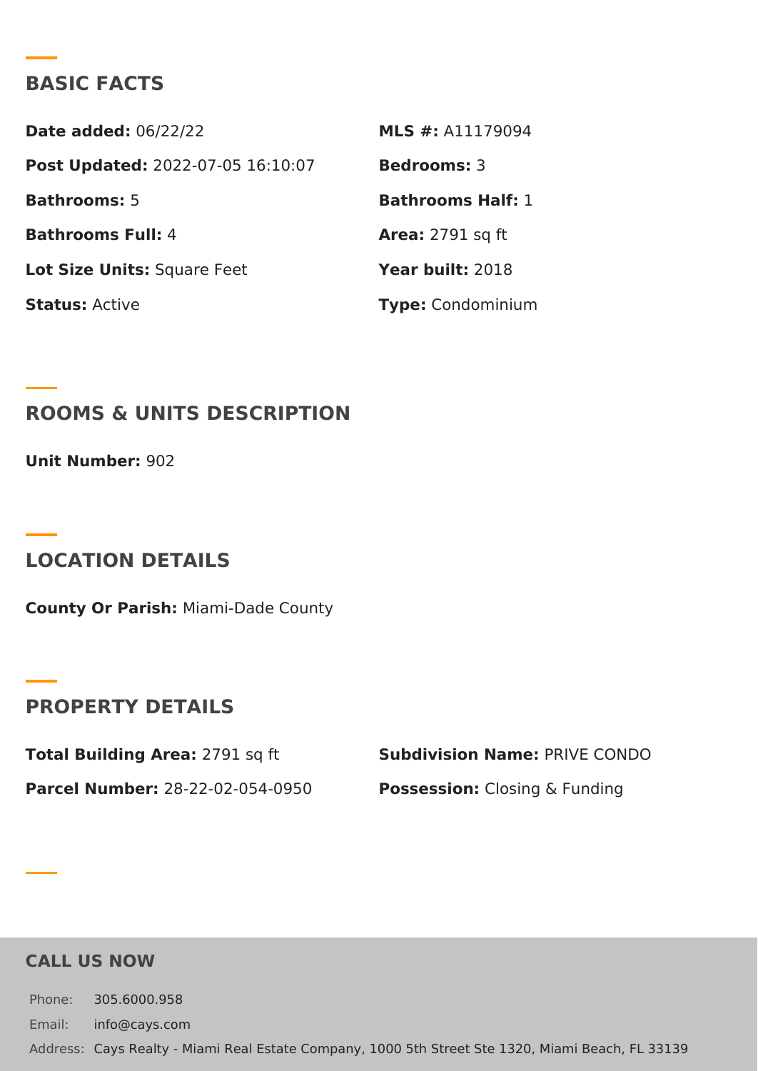## BASIC FACTS

**Date added:** 06/22/22

**MLS #:** A11179094

**Post Updated:** 2022-07-05 16:10:07

**Bedrooms:** 3

**Bathrooms:** 5

**Bathrooms Half:** 1

**Bathrooms Full:** 4

**Area:** 2791 sq ft

**Lot Size Units:** Square Feet

**Year built:** 2018

**Status:** Active

**Type:** Condominium

## ROOMS & UNITS DESCRIPTION

**Unit Number:** 902

## LOCATION DETAILS

**County Or Parish:** Miami-Dade County

## PROPERTY DETAILS

**Total Building Area:** 2791 sq ft

**Subdivision Name:** PRIVE CONDO

**Parcel Number:** 28-22-02-054-0950

**Possession:** Closing & Funding

## CALL US NOW

Phone: 305.6000.958

Email: info@cays.com

Address: Cays Realty - Miami Real Estate Company, 1000 5th Street Ste 1320, Miami Beach, FL 33139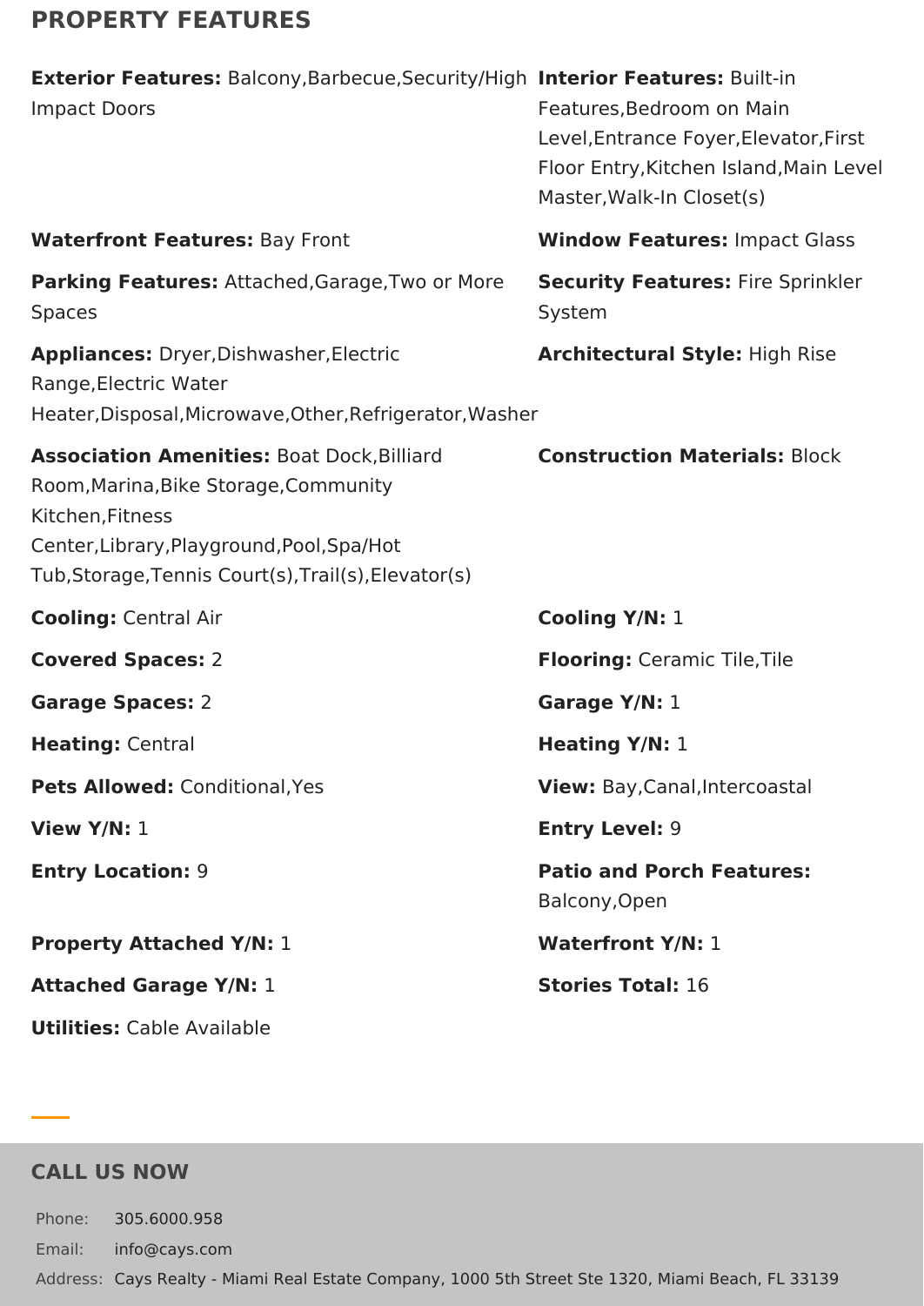## PROPERTY FEATURES

**Exterior Features:** Balcony,Barbecue,Security/High Impact Doors

**Interior Features:** Built-in Features,Bedroom on Main Level,Entrance Foyer,Elevator,First Floor Entry,Kitchen Island,Main Level Master,Walk-In Closet(s)

**Waterfront Features:** Bay Front

**Window Features:** Impact Glass

**Parking Features:** Attached,Garage,Two or More Spaces

**Security Features:** Fire Sprinkler System

**Appliances:** Dryer,Dishwasher,Electric Range,Electric Water Heater,Disposal,Microwave,Other,Refrigerator,Washer

**Architectural Style:** High Rise

**Association Amenities:** Boat Dock,Billiard Room,Marina,Bike Storage,Community Kitchen,Fitness Center,Library,Playground,Pool,Spa/Hot Tub,Storage,Tennis Court(s),Trail(s),Elevator(s)

**Construction Materials:** Block

**Cooling:** Central Air

**Cooling Y/N:** 1

**Covered Spaces:** 2

**Flooring:** Ceramic Tile,Tile

**Garage Spaces:** 2

**Garage Y/N:** 1

**Heating:** Central

**Heating Y/N:** 1

**Pets Allowed:** Conditional,Yes

**View:** Bay,Canal,Intercoastal

**View Y/N:** 1

**Entry Level:** 9

**Entry Location:** 9

**Patio and Porch Features:** Balcony,Open

**Property Attached Y/N:** 1

**Waterfront Y/N:** 1

**Attached Garage Y/N:** 1

**Stories Total:** 16

**Utilities:** Cable Available

## CALL US NOW

Phone: 305.6000.958

Email: info@cays.com

Address: Cays Realty - Miami Real Estate Company, 1000 5th Street Ste 1320, Miami Beach, FL 33139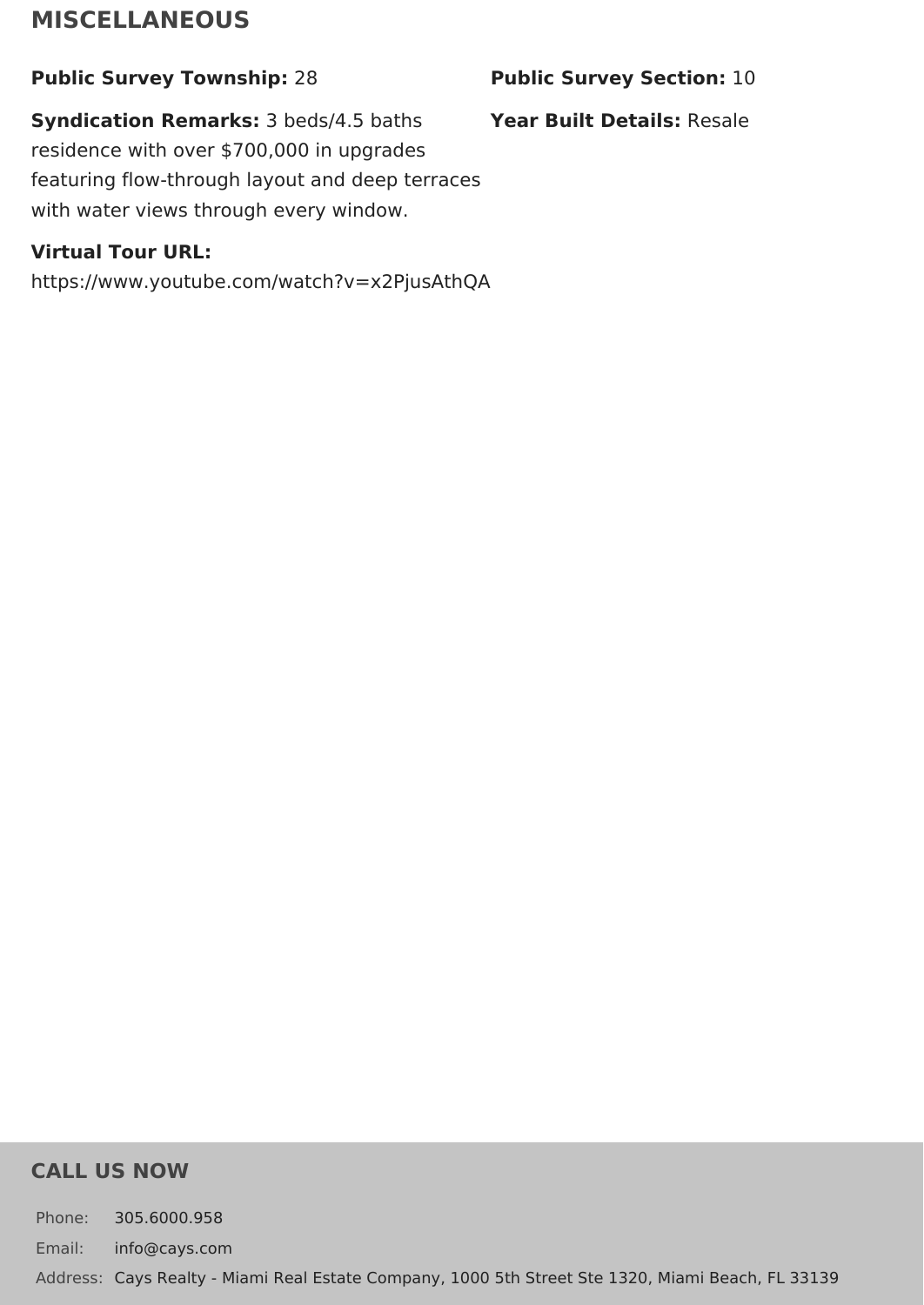## MISCELLANEOUS

**Public Survey Township:** 28

**Public Survey Section:** 10

**Syndication Remarks:** 3 beds/4.5 baths residence with over $700,000 in upgrades featuring flow-through layout and deep terraces with water views through every window.

**Year Built Details:** Resale

**Virtual Tour URL:** https://www.youtube.com/watch?v=x2PjusAthQA

## CALL US NOW

| | |
|---|---|
| Phone: | 305.6000.958 |
| Email: | info@cays.com |
| Address: | Cays Realty - Miami Real Estate Company, 1000 5th Street Ste 1320, Miami Beach, FL 33139 |